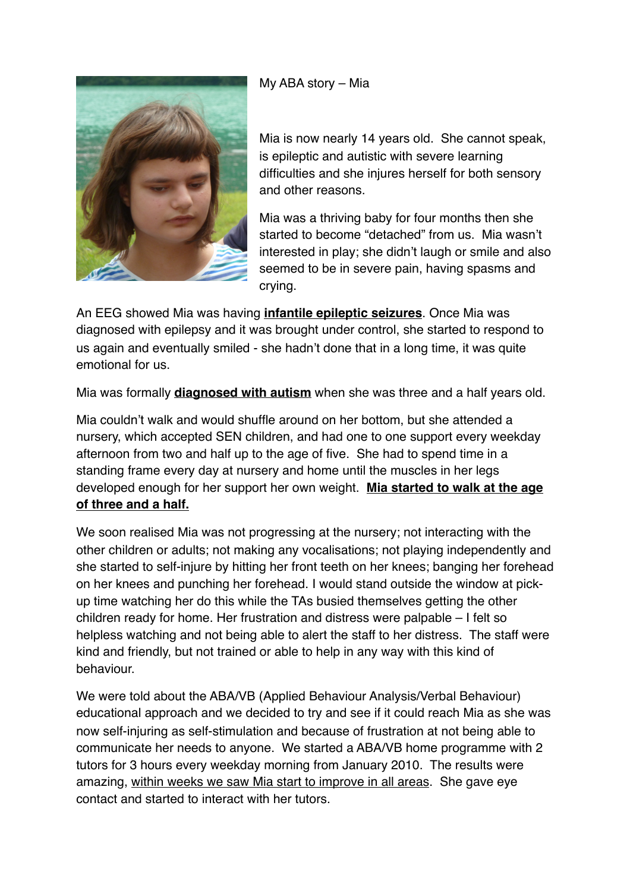# My ABA story – Mia

Mia is now nearly 14 years old. She cannot speak, is epileptic and autistic with severe learning difficulties and she injures herself for both sensory and other reasons.

Mia was a thriving baby for four months then she started to become "detached" from us. Mia wasn't interested in play; she didn't laugh or smile and also seemed to be in severe pain, having spasms and crying.

An EEG showed Mia was having **infantile epileptic seizures**. Once Mia was diagnosed with epilepsy and it was brought under control, she started to respond to us again and eventually smiled - she hadn't done that in a long time, it was quite emotional for us.

Mia was formally **diagnosed with autism** when she was three and a half years old.

Mia couldn't walk and would shuffle around on her bottom, but she attended a nursery, which accepted SEN children, and had one to one support every weekday afternoon from two and half up to the age of five. She had to spend time in a standing frame every day at nursery and home until the muscles in her legs developed enough for her support her own weight. **Mia started to walk at the age of three and a half.**

We soon realised Mia was not progressing at the nursery; not interacting with the other children or adults; not making any vocalisations; not playing independently and she started to self-injure by hitting her front teeth on her knees; banging her forehead on her knees and punching her forehead. I would stand outside the window at pick-up time watching her do this while the TAs busied themselves getting the other children ready for home. Her frustration and distress were palpable – I felt so helpless watching and not being able to alert the staff to her distress. The staff were kind and friendly, but not trained or able to help in any way with this kind of behaviour.

We were told about the ABA/VB (Applied Behaviour Analysis/Verbal Behaviour) educational approach and we decided to try and see if it could reach Mia as she was now self-injuring as self-stimulation and because of frustration at not being able to communicate her needs to anyone. We started a ABA/VB home programme with 2 tutors for 3 hours every weekday morning from January 2010. The results were amazing, within weeks we saw Mia start to improve in all areas. She gave eye contact and started to interact with her tutors.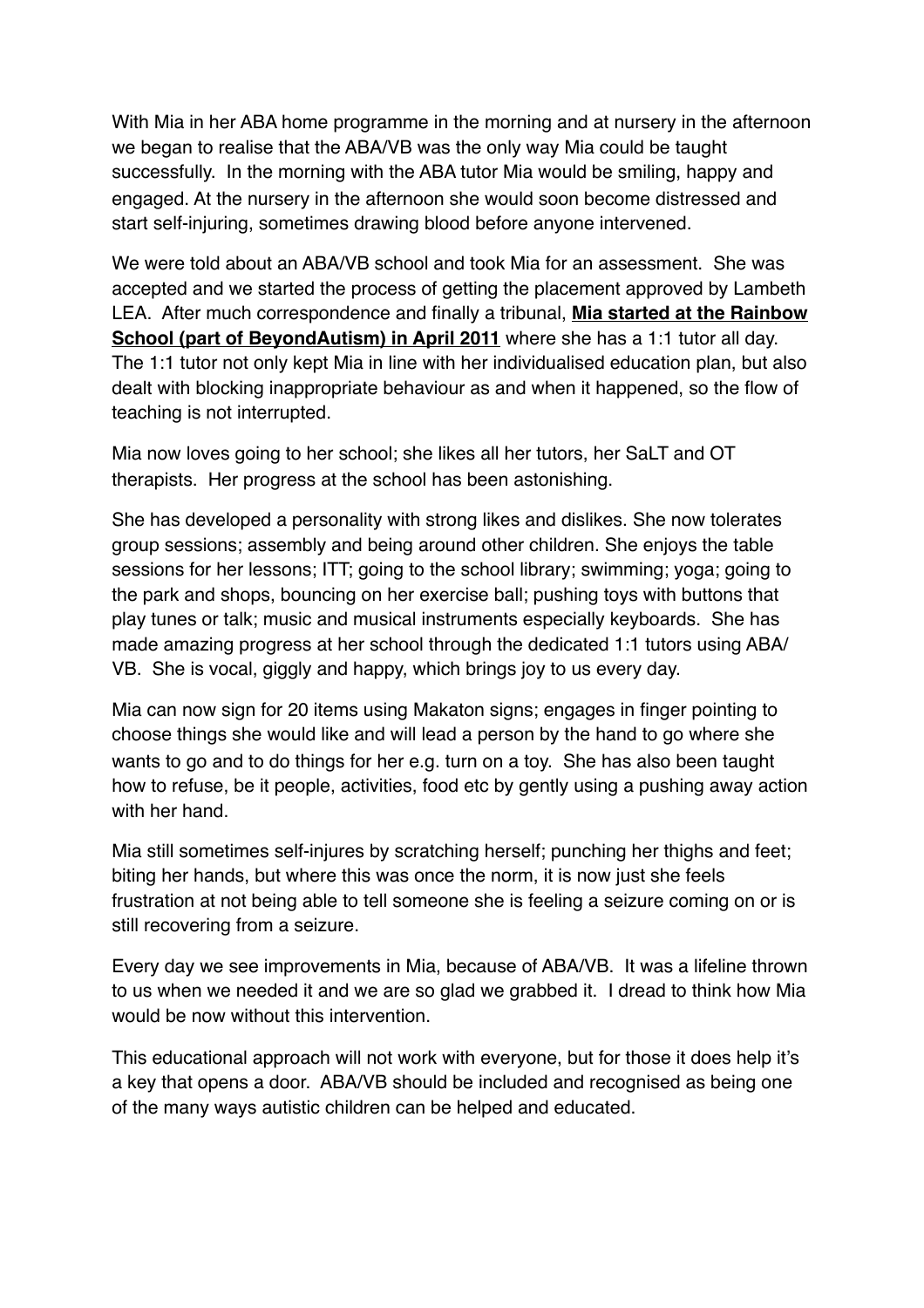With Mia in her ABA home programme in the morning and at nursery in the afternoon we began to realise that the ABA/VB was the only way Mia could be taught successfully. In the morning with the ABA tutor Mia would be smiling, happy and engaged. At the nursery in the afternoon she would soon become distressed and start self-injuring, sometimes drawing blood before anyone intervened.

We were told about an ABA/VB school and took Mia for an assessment. She was accepted and we started the process of getting the placement approved by Lambeth LEA. After much correspondence and finally a tribunal, **Mia started at the Rainbow School (part of BeyondAutism) in April 2011** where she has a 1:1 tutor all day. The 1:1 tutor not only kept Mia in line with her individualised education plan, but also dealt with blocking inappropriate behaviour as and when it happened, so the flow of teaching is not interrupted.

Mia now loves going to her school; she likes all her tutors, her SaLT and OT therapists. Her progress at the school has been astonishing.

She has developed a personality with strong likes and dislikes. She now tolerates group sessions; assembly and being around other children. She enjoys the table sessions for her lessons; ITT; going to the school library; swimming; yoga; going to the park and shops, bouncing on her exercise ball; pushing toys with buttons that play tunes or talk; music and musical instruments especially keyboards. She has made amazing progress at her school through the dedicated 1:1 tutors using ABA/VB. She is vocal, giggly and happy, which brings joy to us every day.

Mia can now sign for 20 items using Makaton signs; engages in finger pointing to choose things she would like and will lead a person by the hand to go where she wants to go and to do things for her e.g. turn on a toy. She has also been taught how to refuse, be it people, activities, food etc by gently using a pushing away action with her hand.

Mia still sometimes self-injures by scratching herself; punching her thighs and feet; biting her hands, but where this was once the norm, it is now just she feels frustration at not being able to tell someone she is feeling a seizure coming on or is still recovering from a seizure.

Every day we see improvements in Mia, because of ABA/VB. It was a lifeline thrown to us when we needed it and we are so glad we grabbed it. I dread to think how Mia would be now without this intervention.

This educational approach will not work with everyone, but for those it does help it's a key that opens a door. ABA/VB should be included and recognised as being one of the many ways autistic children can be helped and educated.